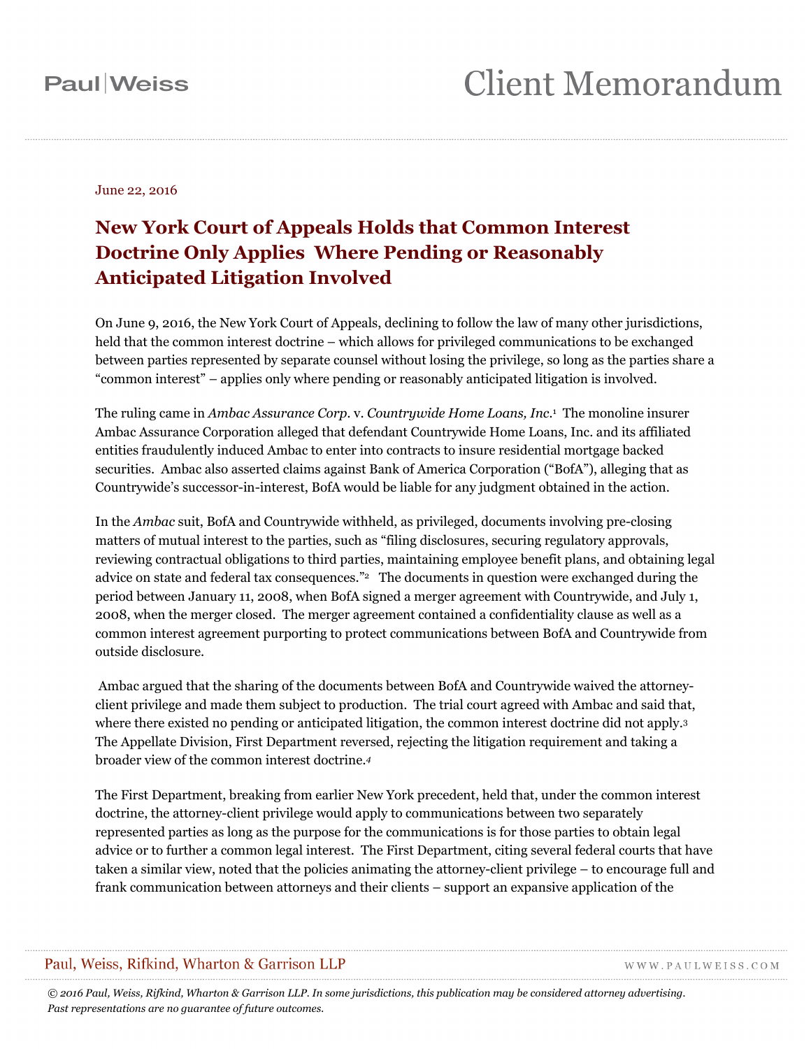Paul|Weiss

# Client Memorandum

June 22, 2016

## New York Court of Appeals Holds that Common Interest Doctrine Only Applies Where Pending or Reasonably Anticipated Litigation Involved

On June 9, 2016, the New York Court of Appeals, declining to follow the law of many other jurisdictions, held that the common interest doctrine – which allows for privileged communications to be exchanged between parties represented by separate counsel without losing the privilege, so long as the parties share a "common interest" – applies only where pending or reasonably anticipated litigation is involved.

The ruling came in *Ambac Assurance Corp.* v. *Countrywide Home Loans, Inc.*[1] The monoline insurer Ambac Assurance Corporation alleged that defendant Countrywide Home Loans, Inc. and its affiliated entities fraudulently induced Ambac to enter into contracts to insure residential mortgage backed securities. Ambac also asserted claims against Bank of America Corporation ("BofA"), alleging that as Countrywide's successor-in-interest, BofA would be liable for any judgment obtained in the action.

In the *Ambac* suit, BofA and Countrywide withheld, as privileged, documents involving pre-closing matters of mutual interest to the parties, such as "filing disclosures, securing regulatory approvals, reviewing contractual obligations to third parties, maintaining employee benefit plans, and obtaining legal advice on state and federal tax consequences."[2] The documents in question were exchanged during the period between January 11, 2008, when BofA signed a merger agreement with Countrywide, and July 1, 2008, when the merger closed. The merger agreement contained a confidentiality clause as well as a common interest agreement purporting to protect communications between BofA and Countrywide from outside disclosure.

Ambac argued that the sharing of the documents between BofA and Countrywide waived the attorney-client privilege and made them subject to production. The trial court agreed with Ambac and said that, where there existed no pending or anticipated litigation, the common interest doctrine did not apply.[3] The Appellate Division, First Department reversed, rejecting the litigation requirement and taking a broader view of the common interest doctrine.[4]

The First Department, breaking from earlier New York precedent, held that, under the common interest doctrine, the attorney-client privilege would apply to communications between two separately represented parties as long as the purpose for the communications is for those parties to obtain legal advice or to further a common legal interest. The First Department, citing several federal courts that have taken a similar view, noted that the policies animating the attorney-client privilege – to encourage full and frank communication between attorneys and their clients – support an expansive application of the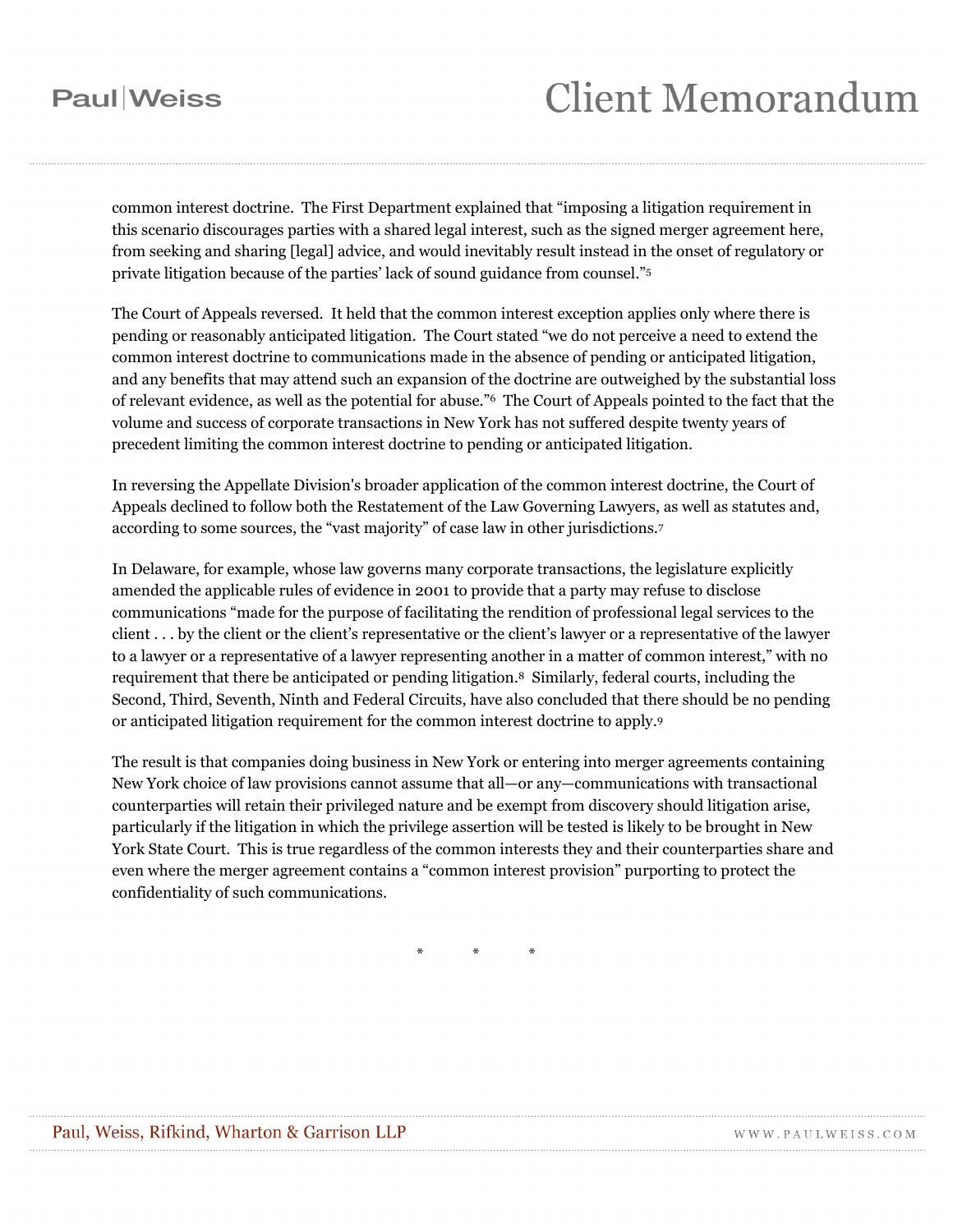common interest doctrine. The First Department explained that "imposing a litigation requirement in this scenario discourages parties with a shared legal interest, such as the signed merger agreement here, from seeking and sharing [legal] advice, and would inevitably result instead in the onset of regulatory or private litigation because of the parties' lack of sound guidance from counsel."[5]

The Court of Appeals reversed. It held that the common interest exception applies only where there is pending or reasonably anticipated litigation. The Court stated "we do not perceive a need to extend the common interest doctrine to communications made in the absence of pending or anticipated litigation, and any benefits that may attend such an expansion of the doctrine are outweighed by the substantial loss of relevant evidence, as well as the potential for abuse."[6] The Court of Appeals pointed to the fact that the volume and success of corporate transactions in New York has not suffered despite twenty years of precedent limiting the common interest doctrine to pending or anticipated litigation.

In reversing the Appellate Division's broader application of the common interest doctrine, the Court of Appeals declined to follow both the Restatement of the Law Governing Lawyers, as well as statutes and, according to some sources, the "vast majority" of case law in other jurisdictions.[7]

In Delaware, for example, whose law governs many corporate transactions, the legislature explicitly amended the applicable rules of evidence in 2001 to provide that a party may refuse to disclose communications "made for the purpose of facilitating the rendition of professional legal services to the client . . . by the client or the client's representative or the client's lawyer or a representative of the lawyer to a lawyer or a representative of a lawyer representing another in a matter of common interest," with no requirement that there be anticipated or pending litigation.[8] Similarly, federal courts, including the Second, Third, Seventh, Ninth and Federal Circuits, have also concluded that there should be no pending or anticipated litigation requirement for the common interest doctrine to apply.[9]

The result is that companies doing business in New York or entering into merger agreements containing New York choice of law provisions cannot assume that all—or any—communications with transactional counterparties will retain their privileged nature and be exempt from discovery should litigation arise, particularly if the litigation in which the privilege assertion will be tested is likely to be brought in New York State Court. This is true regardless of the common interests they and their counterparties share and even where the merger agreement contains a "common interest provision" purporting to protect the confidentiality of such communications.

\* \* \*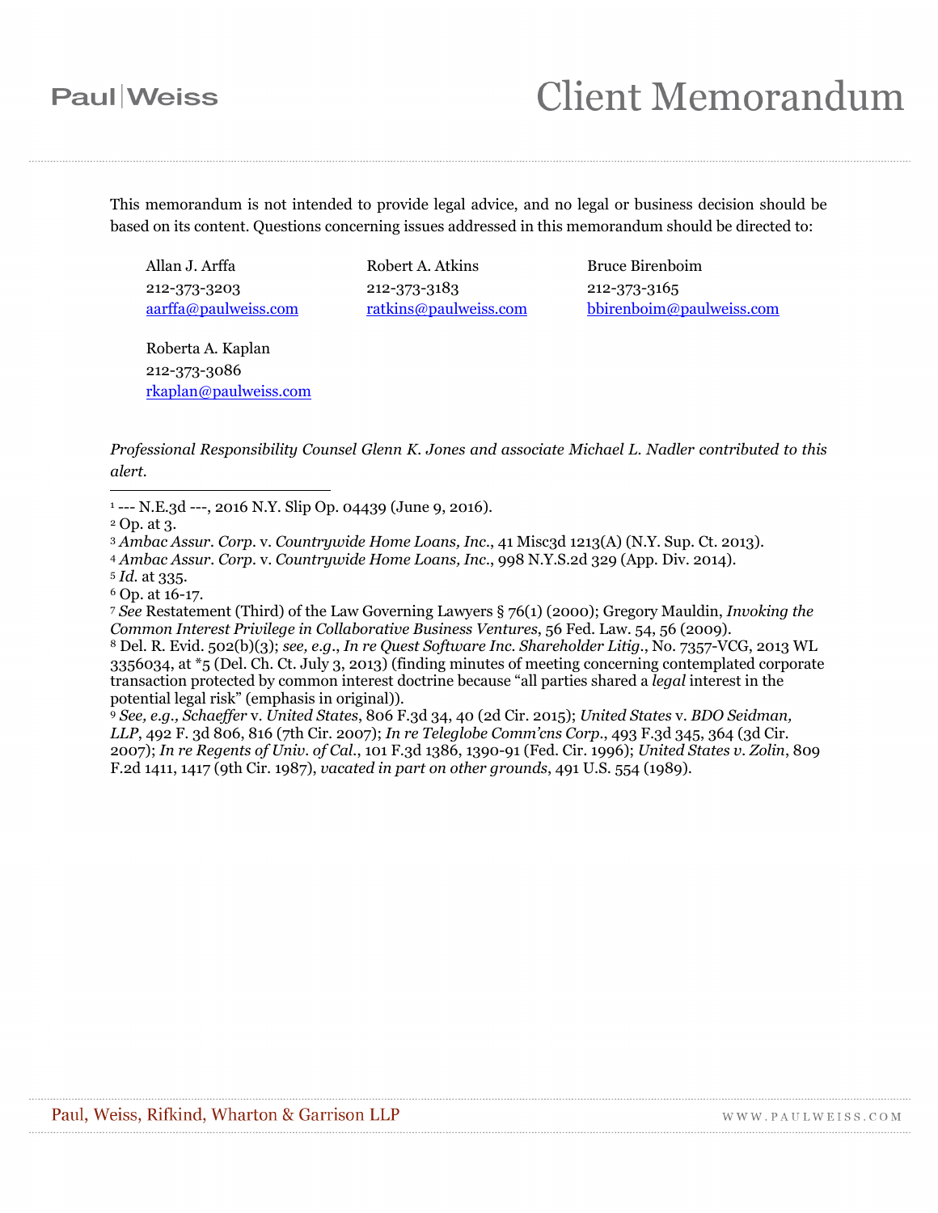This memorandum is not intended to provide legal advice, and no legal or business decision should be based on its content. Questions concerning issues addressed in this memorandum should be directed to:

Allan J. Arffa
212-373-3203
aarffa@paulweiss.com

Robert A. Atkins
212-373-3183
ratkins@paulweiss.com

Bruce Birenboim
212-373-3165
bbirenboim@paulweiss.com

Roberta A. Kaplan
212-373-3086
rkaplan@paulweiss.com

*Professional Responsibility Counsel Glenn K. Jones and associate Michael L. Nadler contributed to this alert.*

---

[1] --- N.E.3d ---, 2016 N.Y. Slip Op. 04439 (June 9, 2016).

[2] Op. at 3.

[3] *Ambac Assur. Corp.* v. *Countrywide Home Loans, Inc.*, 41 Misc3d 1213(A) (N.Y. Sup. Ct. 2013).

[4] *Ambac Assur. Corp.* v. *Countrywide Home Loans, Inc.*, 998 N.Y.S.2d 329 (App. Div. 2014).

[5] *Id.* at 335.

[6] Op. at 16-17.

[7] *See* Restatement (Third) of the Law Governing Lawyers § 76(1) (2000); Gregory Mauldin, *Invoking the Common Interest Privilege in Collaborative Business Ventures*, 56 Fed. Law. 54, 56 (2009).

[8] Del. R. Evid. 502(b)(3); *see, e.g.*, *In re Quest Software Inc. Shareholder Litig.*, No. 7357-VCG, 2013 WL 3356034, at *5 (Del. Ch. Ct. July 3, 2013) (finding minutes of meeting concerning contemplated corporate transaction protected by common interest doctrine because "all parties shared a *legal* interest in the potential legal risk" (emphasis in original)).

[9] *See, e.g., Schaeffer* v. *United States*, 806 F.3d 34, 40 (2d Cir. 2015); *United States* v. *BDO Seidman, LLP*, 492 F. 3d 806, 816 (7th Cir. 2007); *In re Teleglobe Comm'cns Corp.*, 493 F.3d 345, 364 (3d Cir. 2007); *In re Regents of Univ. of Cal.*, 101 F.3d 1386, 1390-91 (Fed. Cir. 1996); *United States v. Zolin*, 809 F.2d 1411, 1417 (9th Cir. 1987), *vacated in part on other grounds*, 491 U.S. 554 (1989).